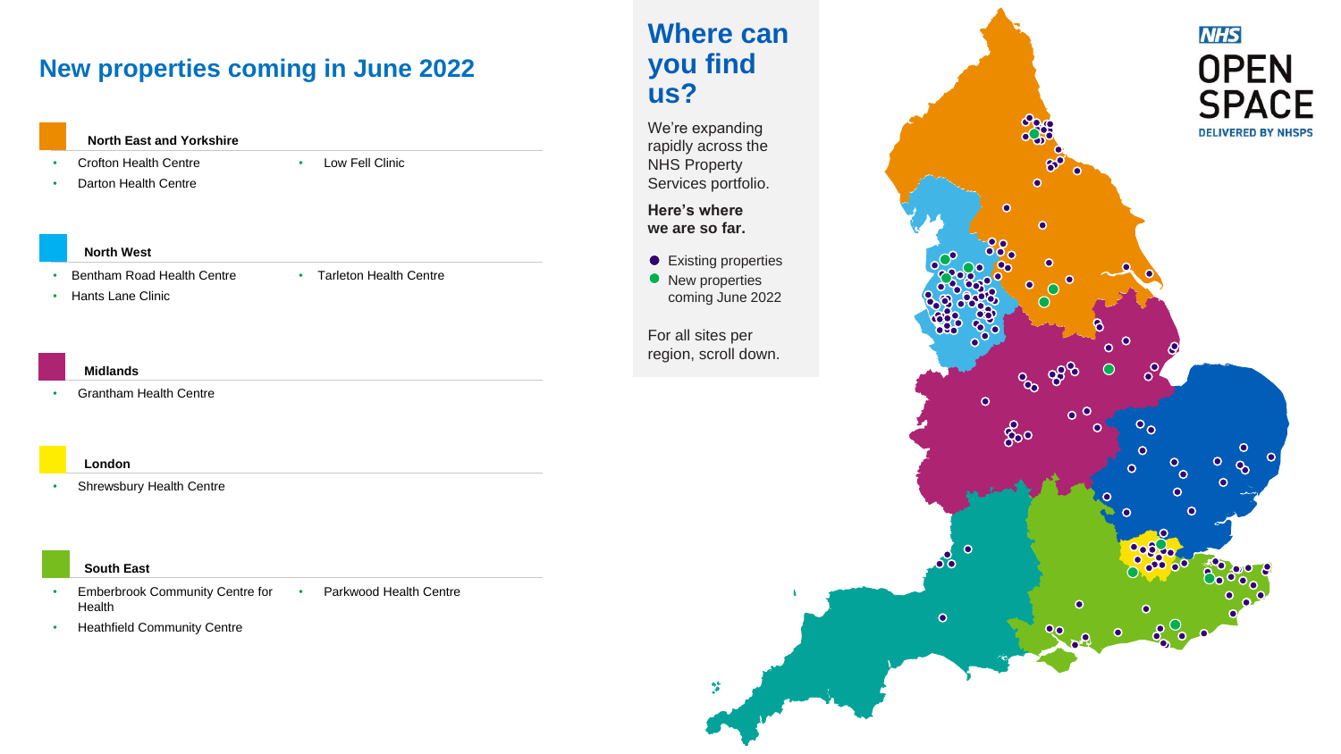## New properties coming in June 2022

**North East and Yorkshire**

- Crofton Health Centre
- Darton Health Centre
- Low Fell Clinic

**North West**

- Bentham Road Health Centre
- Hants Lane Clinic
- Tarleton Health Centre

**Midlands**

- Grantham Health Centre

**London**

- Shrewsbury Health Centre

**South East**

- Emberbrook Community Centre for Health
- Heathfield Community Centre
- Parkwood Health Centre

## Where can you find us?

We're expanding rapidly across the NHS Property Services portfolio.

**Here's where we are so far.**

- Existing properties
- New properties coming June 2022

For all sites per region, scroll down.

NHS OPEN SPACE DELIVERED BY NHSPS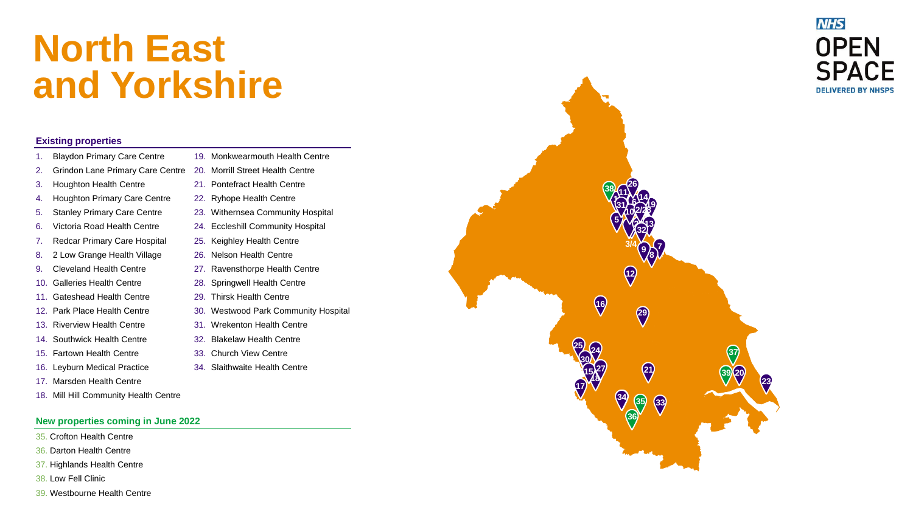# North East and Yorkshire

NHS OPEN SPACE DELIVERED BY NHSPS

## Existing properties

1. Blaydon Primary Care Centre
2. Grindon Lane Primary Care Centre
3. Houghton Health Centre
4. Houghton Primary Care Centre
5. Stanley Primary Care Centre
6. Victoria Road Health Centre
7. Redcar Primary Care Hospital
8. 2 Low Grange Health Village
9. Cleveland Health Centre
10. Galleries Health Centre
11. Gateshead Health Centre
12. Park Place Health Centre
13. Riverview Health Centre
14. Southwick Health Centre
15. Fartown Health Centre
16. Leyburn Medical Practice
17. Marsden Health Centre
18. Mill Hill Community Health Centre
19. Monkwearmouth Health Centre
20. Morrill Street Health Centre
21. Pontefract Health Centre
22. Ryhope Health Centre
23. Withernsea Community Hospital
24. Eccleshill Community Hospital
25. Keighley Health Centre
26. Nelson Health Centre
27. Ravensthorpe Health Centre
28. Springwell Health Centre
29. Thirsk Health Centre
30. Westwood Park Community Hospital
31. Wrekenton Health Centre
32. Blakelaw Health Centre
33. Church View Centre
34. Slaithwaite Health Centre

## New properties coming in June 2022

35. Crofton Health Centre
36. Darton Health Centre
37. Highlands Health Centre
38. Low Fell Clinic
39. Westbourne Health Centre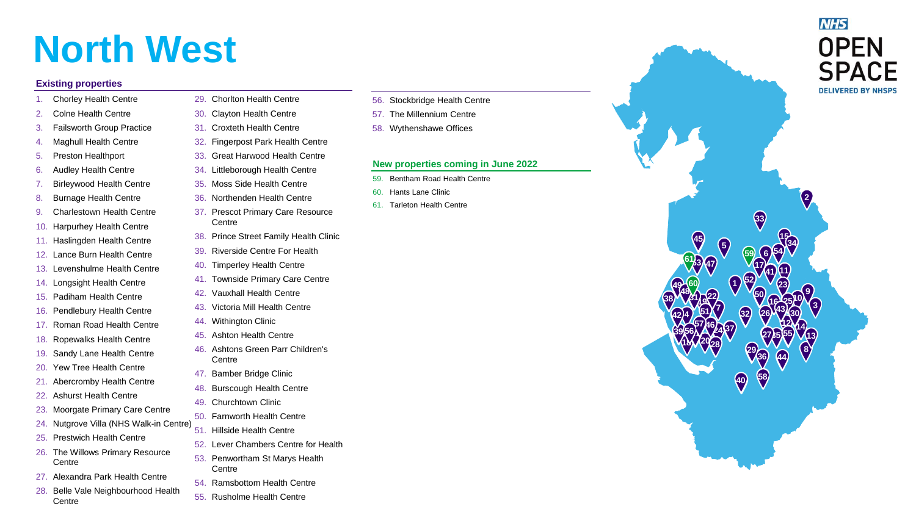# North West

### Existing properties

1. Chorley Health Centre
2. Colne Health Centre
3. Failsworth Group Practice
4. Maghull Health Centre
5. Preston Healthport
6. Audley Health Centre
7. Birleywood Health Centre
8. Burnage Health Centre
9. Charlestown Health Centre
10. Harpurhey Health Centre
11. Haslingden Health Centre
12. Lance Burn Health Centre
13. Levenshulme Health Centre
14. Longsight Health Centre
15. Padiham Health Centre
16. Pendlebury Health Centre
17. Roman Road Health Centre
18. Ropewalks Health Centre
19. Sandy Lane Health Centre
20. Yew Tree Health Centre
21. Abercromby Health Centre
22. Ashurst Health Centre
23. Moorgate Primary Care Centre
24. Nutgrove Villa (NHS Walk-in Centre)
25. Prestwich Health Centre
26. The Willows Primary Resource Centre
27. Alexandra Park Health Centre
28. Belle Vale Neighbourhood Health Centre
29. Chorlton Health Centre
30. Clayton Health Centre
31. Croxteth Health Centre
32. Fingerpost Park Health Centre
33. Great Harwood Health Centre
34. Littleborough Health Centre
35. Moss Side Health Centre
36. Northenden Health Centre
37. Prescot Primary Care Resource Centre
38. Prince Street Family Health Clinic
39. Riverside Centre For Health
40. Timperley Health Centre
41. Townside Primary Care Centre
42. Vauxhall Health Centre
43. Victoria Mill Health Centre
44. Withington Clinic
45. Ashton Health Centre
46. Ashtons Green Parr Children's Centre
47. Bamber Bridge Clinic
48. Burscough Health Centre
49. Churchtown Clinic
50. Farnworth Health Centre
51. Hillside Health Centre
52. Lever Chambers Centre for Health
53. Penwortham St Marys Health Centre
54. Ramsbottom Health Centre
55. Rusholme Health Centre
56. Stockbridge Health Centre
57. The Millennium Centre
58. Wythenshawe Offices

### New properties coming in June 2022

59. Bentham Road Health Centre
60. Hants Lane Clinic
61. Tarleton Health Centre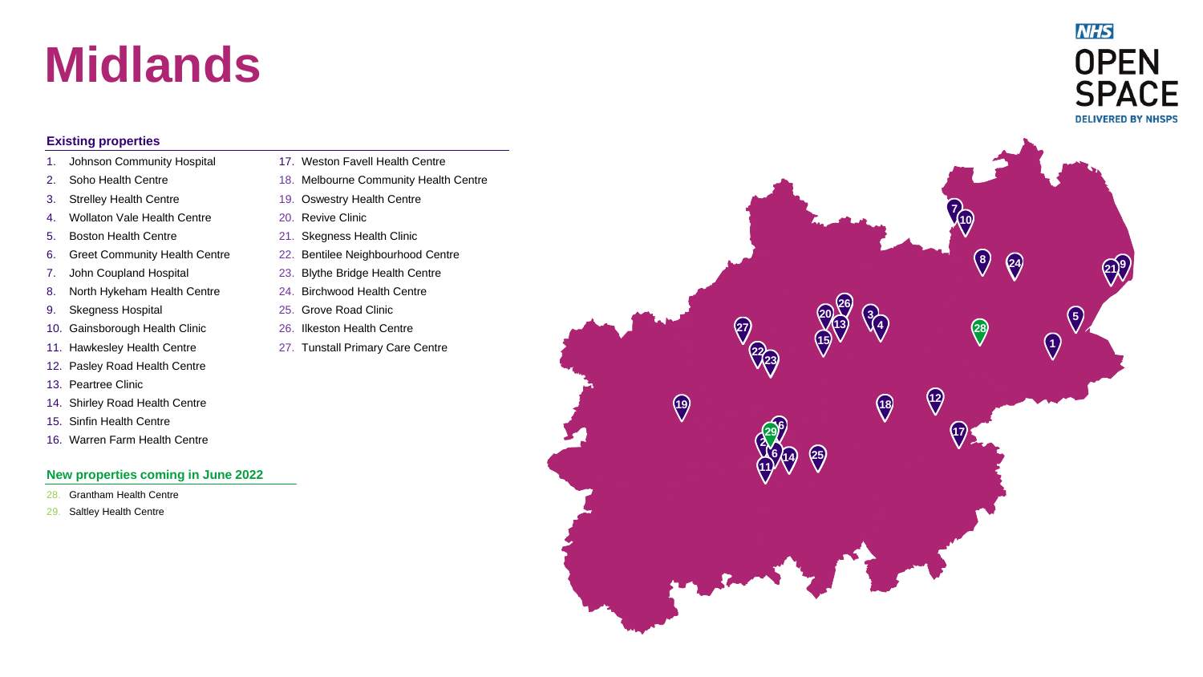# Midlands

### Existing properties

1. Johnson Community Hospital
2. Soho Health Centre
3. Strelley Health Centre
4. Wollaton Vale Health Centre
5. Boston Health Centre
6. Greet Community Health Centre
7. John Coupland Hospital
8. North Hykeham Health Centre
9. Skegness Hospital
10. Gainsborough Health Clinic
11. Hawkesley Health Centre
12. Pasley Road Health Centre
13. Peartree Clinic
14. Shirley Road Health Centre
15. Sinfin Health Centre
16. Warren Farm Health Centre
17. Weston Favell Health Centre
18. Melbourne Community Health Centre
19. Oswestry Health Centre
20. Revive Clinic
21. Skegness Health Clinic
22. Bentilee Neighbourhood Centre
23. Blythe Bridge Health Centre
24. Birchwood Health Centre
25. Grove Road Clinic
26. Ilkeston Health Centre
27. Tunstall Primary Care Centre

### New properties coming in June 2022

28. Grantham Health Centre
29. Saltley Health Centre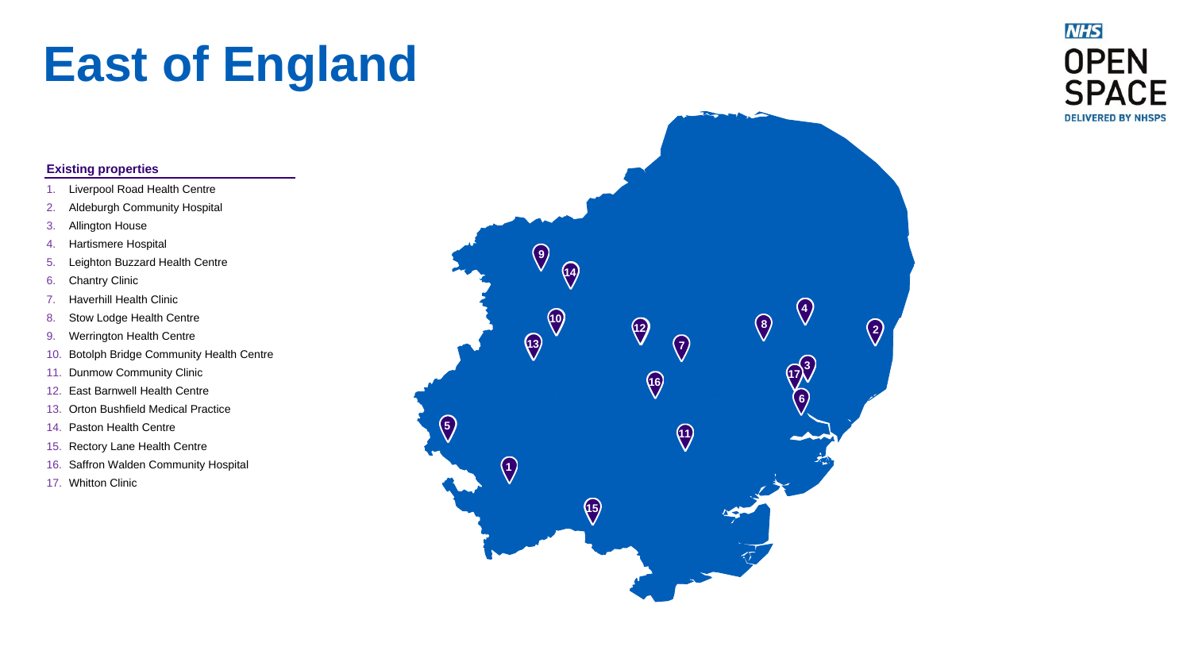# East of England

**Existing properties**

1. Liverpool Road Health Centre
2. Aldeburgh Community Hospital
3. Allington House
4. Hartismere Hospital
5. Leighton Buzzard Health Centre
6. Chantry Clinic
7. Haverhill Health Clinic
8. Stow Lodge Health Centre
9. Werrington Health Centre
10. Botolph Bridge Community Health Centre
11. Dunmow Community Clinic
12. East Barnwell Health Centre
13. Orton Bushfield Medical Practice
14. Paston Health Centre
15. Rectory Lane Health Centre
16. Saffron Walden Community Hospital
17. Whitton Clinic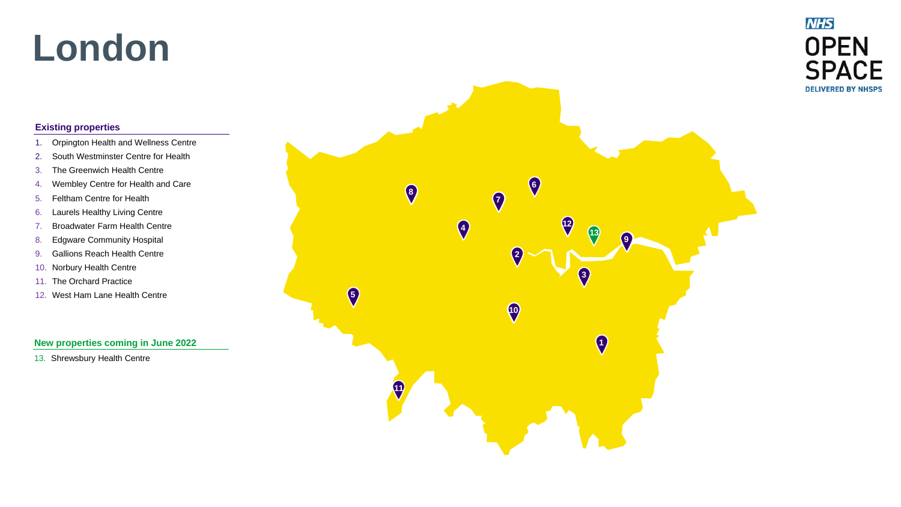# London

NHS OPEN SPACE DELIVERED BY NHSPS

**Existing properties**

1. Orpington Health and Wellness Centre
2. South Westminster Centre for Health
3. The Greenwich Health Centre
4. Wembley Centre for Health and Care
5. Feltham Centre for Health
6. Laurels Healthy Living Centre
7. Broadwater Farm Health Centre
8. Edgware Community Hospital
9. Gallions Reach Health Centre
10. Norbury Health Centre
11. The Orchard Practice
12. West Ham Lane Health Centre

**New properties coming in June 2022**

13. Shrewsbury Health Centre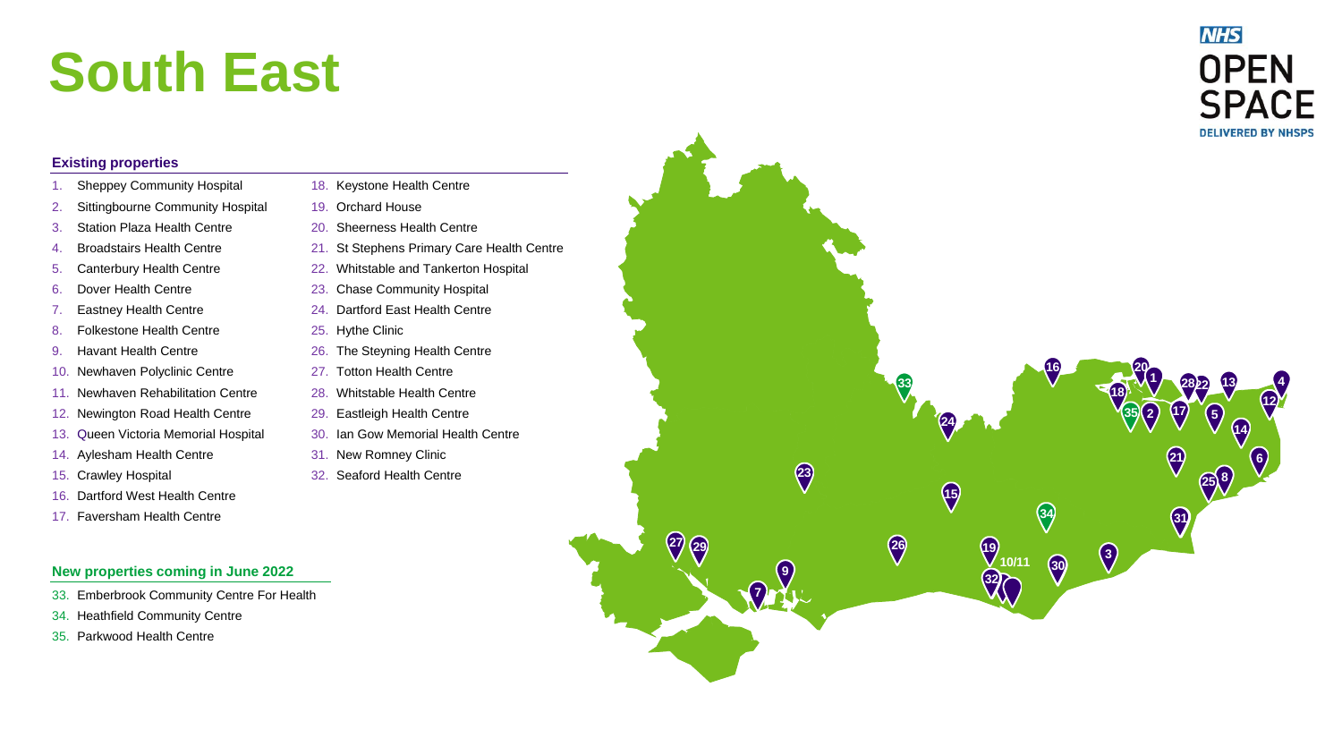# South East

### Existing properties

1. Sheppey Community Hospital
2. Sittingbourne Community Hospital
3. Station Plaza Health Centre
4. Broadstairs Health Centre
5. Canterbury Health Centre
6. Dover Health Centre
7. Eastney Health Centre
8. Folkestone Health Centre
9. Havant Health Centre
10. Newhaven Polyclinic Centre
11. Newhaven Rehabilitation Centre
12. Newington Road Health Centre
13. Queen Victoria Memorial Hospital
14. Aylesham Health Centre
15. Crawley Hospital
16. Dartford West Health Centre
17. Faversham Health Centre
18. Keystone Health Centre
19. Orchard House
20. Sheerness Health Centre
21. St Stephens Primary Care Health Centre
22. Whitstable and Tankerton Hospital
23. Chase Community Hospital
24. Dartford East Health Centre
25. Hythe Clinic
26. The Steyning Health Centre
27. Totton Health Centre
28. Whitstable Health Centre
29. Eastleigh Health Centre
30. Ian Gow Memorial Health Centre
31. New Romney Clinic
32. Seaford Health Centre

### New properties coming in June 2022

33. Emberbrook Community Centre For Health
34. Heathfield Community Centre
35. Parkwood Health Centre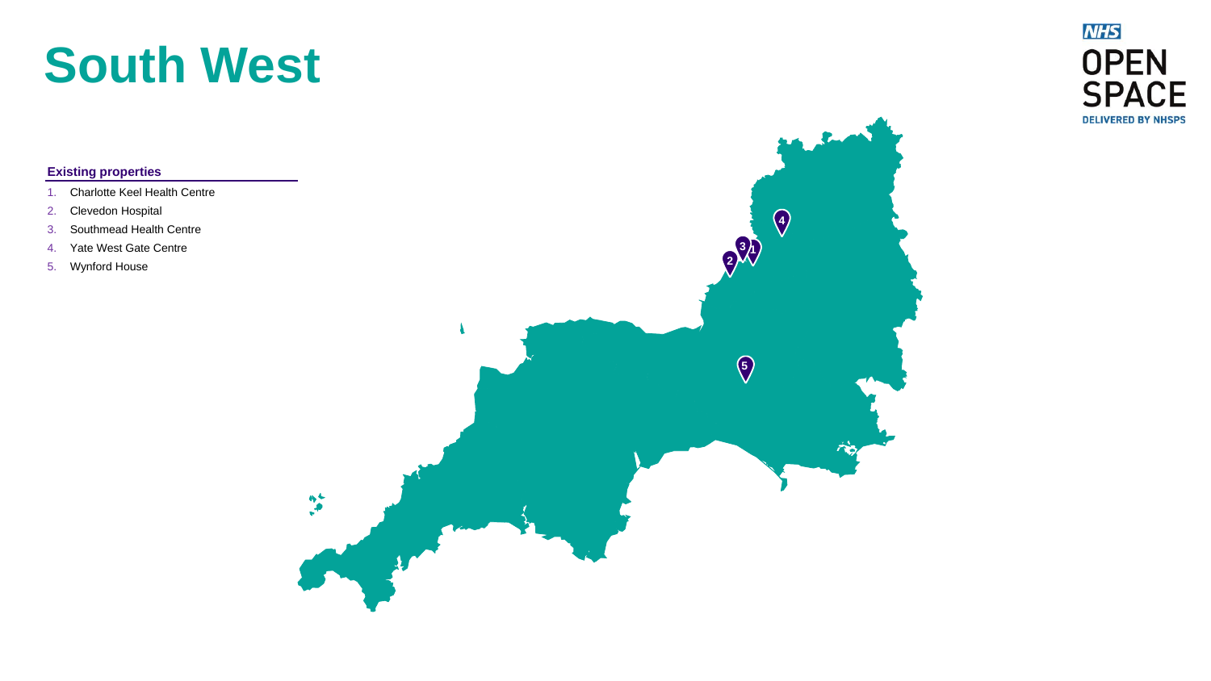# South West

NHS OPEN SPACE
DELIVERED BY NHSPS

**Existing properties**

1. Charlotte Keel Health Centre
2. Clevedon Hospital
3. Southmead Health Centre
4. Yate West Gate Centre
5. Wynford House

4
3
1
2
5